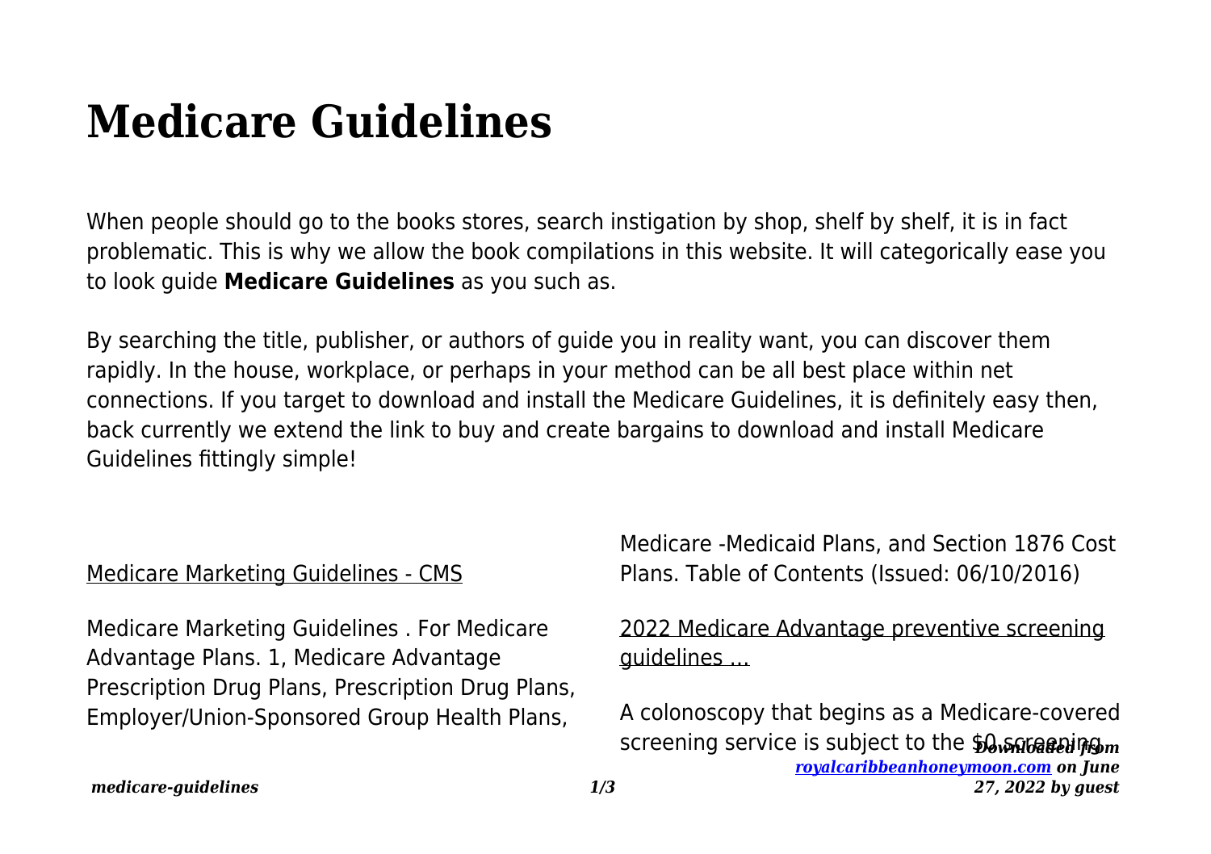# Medicare Guidelines

When people should go to the books stores, search instigation by shop, shelf by shelf, it is in fact problematic. This is why we allow the book compilations in this website. It will categorically ease you to look guide **Medicare Guidelines** as you such as.

By searching the title, publisher, or authors of guide you in reality want, you can discover them rapidly. In the house, workplace, or perhaps in your method can be all best place within net connections. If you target to download and install the Medicare Guidelines, it is definitely easy then, back currently we extend the link to buy and create bargains to download and install Medicare Guidelines fittingly simple!

Medicare Marketing Guidelines - CMS

Medicare Marketing Guidelines . For Medicare Advantage Plans. 1, Medicare Advantage Prescription Drug Plans, Prescription Drug Plans, Employer/Union-Sponsored Group Health Plans, Medicare -Medicaid Plans, and Section 1876 Cost Plans. Table of Contents (Issued: 06/10/2016)

2022 Medicare Advantage preventive screening guidelines ...

A colonoscopy that begins as a Medicare-covered screening service is subject to the $0 screening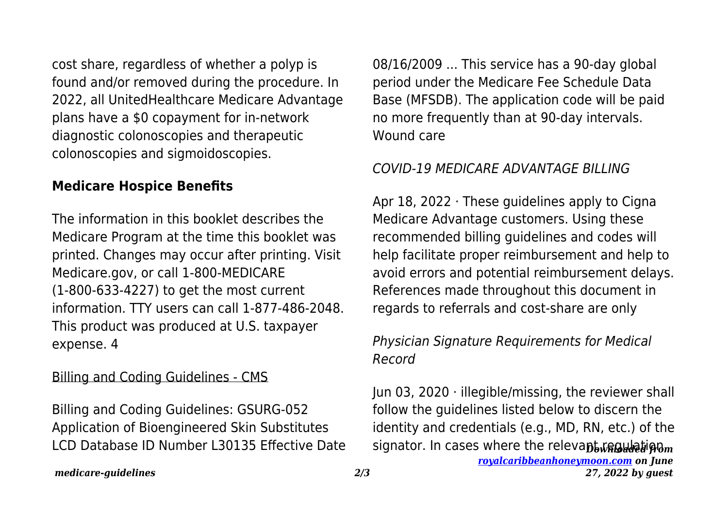cost share, regardless of whether a polyp is found and/or removed during the procedure. In 2022, all UnitedHealthcare Medicare Advantage plans have a $0 copayment for in-network diagnostic colonoscopies and therapeutic colonoscopies and sigmoidoscopies.

**Medicare Hospice Benefits**

The information in this booklet describes the Medicare Program at the time this booklet was printed. Changes may occur after printing. Visit Medicare.gov, or call 1-800-MEDICARE (1-800-633-4227) to get the most current information. TTY users can call 1-877-486-2048. This product was produced at U.S. taxpayer expense. 4

Billing and Coding Guidelines - CMS

Billing and Coding Guidelines: GSURG-052 Application of Bioengineered Skin Substitutes LCD Database ID Number L30135 Effective Date 08/16/2009 ... This service has a 90-day global period under the Medicare Fee Schedule Data Base (MFSDB). The application code will be paid no more frequently than at 90-day intervals. Wound care

*COVID-19 MEDICARE ADVANTAGE BILLING*

Apr 18, 2022 · These guidelines apply to Cigna Medicare Advantage customers. Using these recommended billing guidelines and codes will help facilitate proper reimbursement and help to avoid errors and potential reimbursement delays. References made throughout this document in regards to referrals and cost-share are only

*Physician Signature Requirements for Medical Record*

Jun 03, 2020 · illegible/missing, the reviewer shall follow the guidelines listed below to discern the identity and credentials (e.g., MD, RN, etc.) of the signator. In cases where the relevant regulation,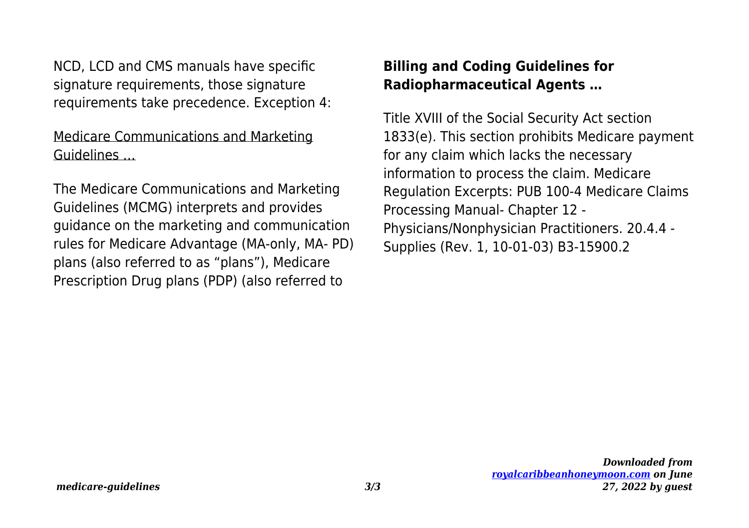NCD, LCD and CMS manuals have specific signature requirements, those signature requirements take precedence. Exception 4:

[Medicare Communications and Marketing Guidelines …]

The Medicare Communications and Marketing Guidelines (MCMG) interprets and provides guidance on the marketing and communication rules for Medicare Advantage (MA-only, MA- PD) plans (also referred to as "plans"), Medicare Prescription Drug plans (PDP) (also referred to

**Billing and Coding Guidelines for Radiopharmaceutical Agents …**

Title XVIII of the Social Security Act section 1833(e). This section prohibits Medicare payment for any claim which lacks the necessary information to process the claim. Medicare Regulation Excerpts: PUB 100-4 Medicare Claims Processing Manual- Chapter 12 - Physicians/Nonphysician Practitioners. 20.4.4 - Supplies (Rev. 1, 10-01-03) B3-15900.2